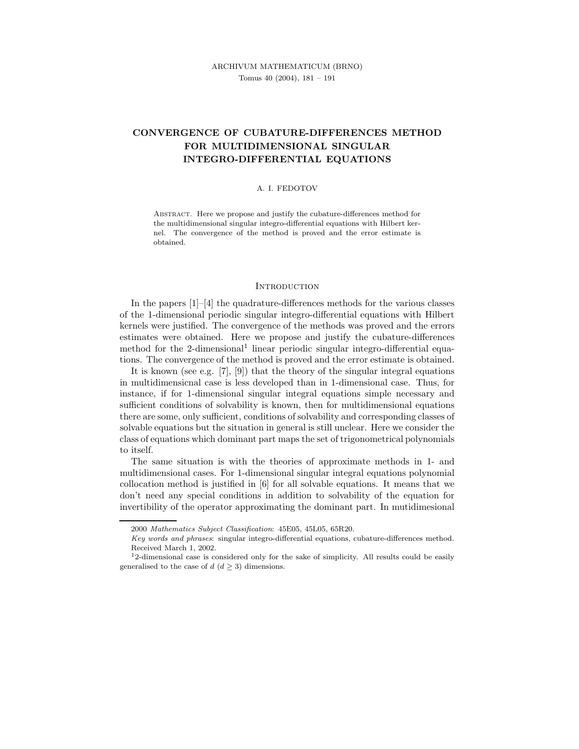# CONVERGENCE OF CUBATURE-DIFFERENCES METHOD FOR MULTIDIMENSIONAL SINGULAR INTEGRO-DIFFERENTIAL EQUATIONS

A. I. FEDOTOV

Abstract. Here we propose and justify the cubature-differences method for the multidimensional singular integro-differential equations with Hilbert kernel. The convergence of the method is proved and the error estimate is obtained.

## Introduction

In the papers [1]–[4] the quadrature-differences methods for the various classes of the 1-dimensional periodic singular integro-differential equations with Hilbert kernels were justified. The convergence of the methods was proved and the errors estimates were obtained. Here we propose and justify the cubature-differences method for the 2-dimensional[1] linear periodic singular integro-differential equations. The convergence of the method is proved and the error estimate is obtained.

It is known (see e.g. [7], [9]) that the theory of the singular integral equations in multidimensicnal case is less developed than in 1-dimensional case. Thus, for instance, if for 1-dimensional singular integral equations simple necessary and sufficient conditions of solvability is known, then for multidimensional equations there are some, only sufficient, conditions of solvability and corresponding classes of solvable equations but the situation in general is still unclear. Here we consider the class of equations which dominant part maps the set of trigonometrical polynomials to itself.

The same situation is with the theories of approximate methods in 1- and multidimensional cases. For 1-dimensional singular integral equations polynomial collocation method is justified in [6] for all solvable equations. It means that we don't need any special conditions in addition to solvability of the equation for invertibility of the operator approximating the dominant part. In mutidimesional

---

2000 *Mathematics Subject Classification*: 45E05, 45L05, 65R20.

*Key words and phrases*: singular integro-differential equations, cubature-differences method.

Received March 1, 2002.

[1] 2-dimensional case is considered only for the sake of simplicity. All results could be easily generalised to the case of $d$ ($d \geq 3$) dimensions.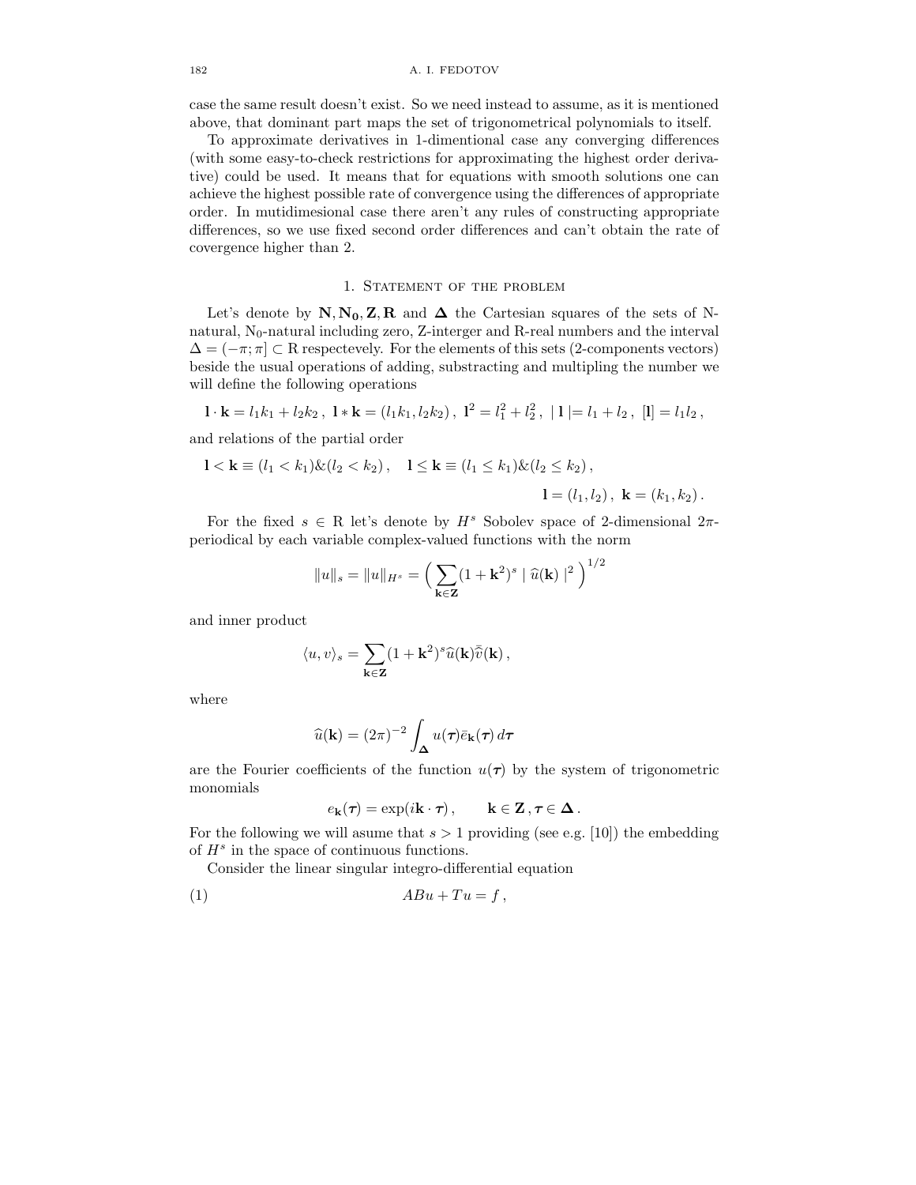case the same result doesn't exist. So we need instead to assume, as it is mentioned above, that dominant part maps the set of trigonometrical polynomials to itself.

To approximate derivatives in 1-dimentional case any converging differences (with some easy-to-check restrictions for approximating the highest order derivative) could be used. It means that for equations with smooth solutions one can achieve the highest possible rate of convergence using the differences of appropriate order. In mutidimesional case there aren't any rules of constructing appropriate differences, so we use fixed second order differences and can't obtain the rate of covergence higher than 2.

## 1. Statement of the problem

Let's denote by $\mathbf{N}, \mathbf{N_0}, \mathbf{Z}, \mathbf{R}$ and $\boldsymbol{\Delta}$ the Cartesian squares of the sets of N-natural, $\mathrm{N}_0$-natural including zero, Z-interger and R-real numbers and the interval $\Delta = (-\pi; \pi] \subset \mathrm{R}$ respectevely. For the elements of this sets (2-components vectors) beside the usual operations of adding, substracting and multipling the number we will define the following operations

$$\mathbf{l} \cdot \mathbf{k} = l_1 k_1 + l_2 k_2 \,, \ \mathbf{l} * \mathbf{k} = (l_1 k_1, l_2 k_2) \,, \ \mathbf{l}^2 = l_1^2 + l_2^2 \,, \ |\, \mathbf{l} \,| = l_1 + l_2 \,, \ [\mathbf{l}] = l_1 l_2 \,,$$

and relations of the partial order

$$\mathbf{l} < \mathbf{k} \equiv (l_1 < k_1) \& (l_2 < k_2) \,, \quad \mathbf{l} \leq \mathbf{k} \equiv (l_1 \leq k_1) \& (l_2 \leq k_2) \,,$$

$$\mathbf{l} = (l_1, l_2) \,, \ \mathbf{k} = (k_1, k_2) \,.$$

For the fixed $s \in \mathrm{R}$ let's denote by $H^s$ Sobolev space of 2-dimensional $2\pi$-periodical by each variable complex-valued functions with the norm

$$\|u\|_s = \|u\|_{H^s} = \Big( \sum_{\mathbf{k} \in \mathbf{Z}} (1 + \mathbf{k}^2)^s \mid \widehat{u}(\mathbf{k}) \mid^2 \Big)^{1/2}$$

and inner product

$$\langle u, v \rangle_s = \sum_{\mathbf{k} \in \mathbf{Z}} (1 + \mathbf{k}^2)^s \widehat{u}(\mathbf{k}) \bar{\widehat{v}}(\mathbf{k}) \,,$$

where

$$\widehat{u}(\mathbf{k}) = (2\pi)^{-2} \int_{\boldsymbol{\Delta}} u(\boldsymbol{\tau}) \bar{e}_{\mathbf{k}}(\boldsymbol{\tau}) \, d\boldsymbol{\tau}$$

are the Fourier coefficients of the function $u(\boldsymbol{\tau})$ by the system of trigonometric monomials

$$e_{\mathbf{k}}(\boldsymbol{\tau}) = \exp(i \mathbf{k} \cdot \boldsymbol{\tau}) \,, \qquad \mathbf{k} \in \mathbf{Z} \,, \boldsymbol{\tau} \in \boldsymbol{\Delta} \,.$$

For the following we will asume that $s > 1$ providing (see e.g. [10]) the embedding of $H^s$ in the space of continuous functions.

Consider the linear singular integro-differential equation

$$ABu + Tu = f \,, \tag{1}$$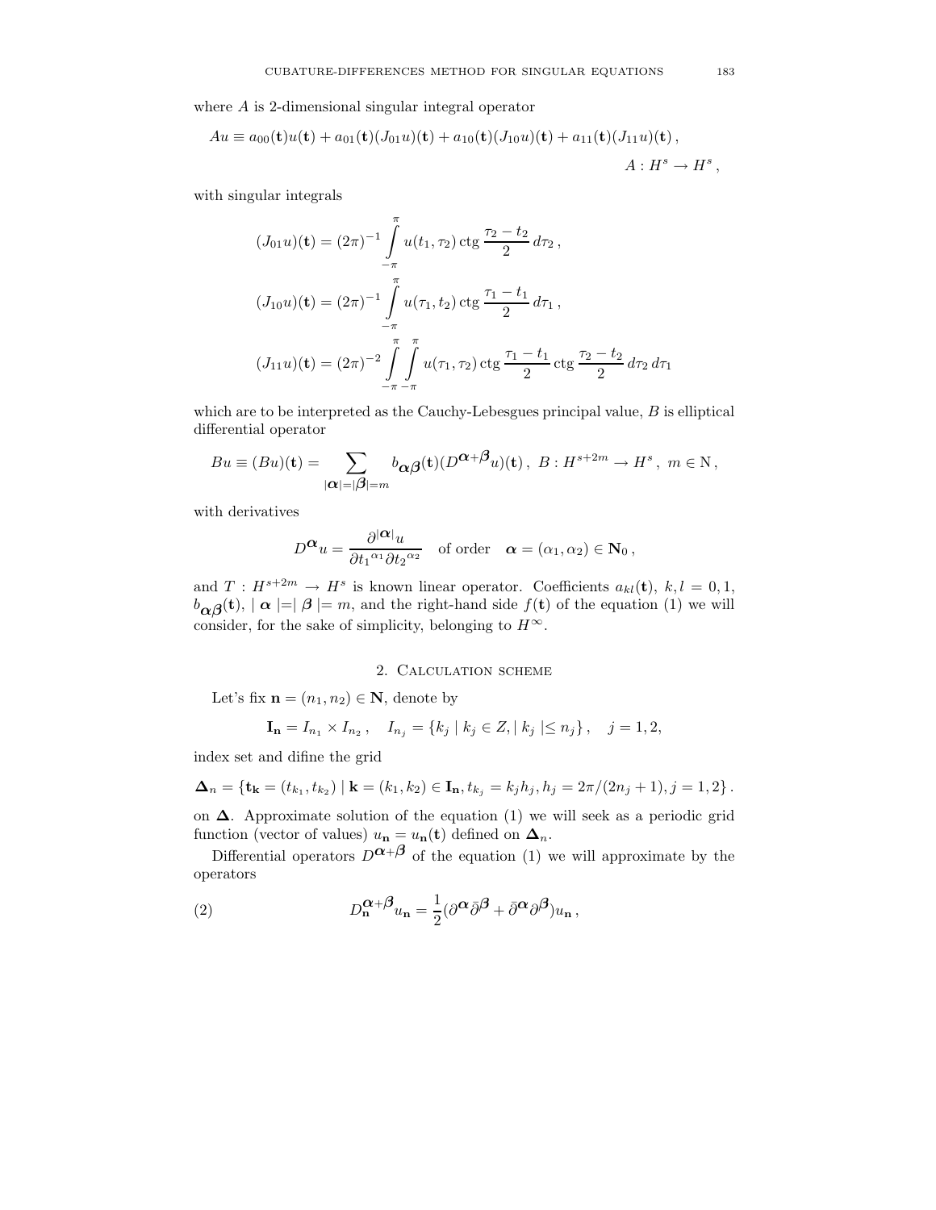where $A$ is 2-dimensional singular integral operator

$$Au \equiv a_{00}(\mathbf{t})u(\mathbf{t}) + a_{01}(\mathbf{t})(J_{01}u)(\mathbf{t}) + a_{10}(\mathbf{t})(J_{10}u)(\mathbf{t}) + a_{11}(\mathbf{t})(J_{11}u)(\mathbf{t})\,,$$

$$A : H^s \to H^s\,,$$

with singular integrals

$$(J_{01}u)(\mathbf{t}) = (2\pi)^{-1}\int_{-\pi}^{\pi} u(t_1,\tau_2)\operatorname{ctg}\frac{\tau_2 - t_2}{2}\,d\tau_2\,,$$

$$(J_{10}u)(\mathbf{t}) = (2\pi)^{-1}\int_{-\pi}^{\pi} u(\tau_1,t_2)\operatorname{ctg}\frac{\tau_1 - t_1}{2}\,d\tau_1\,,$$

$$(J_{11}u)(\mathbf{t}) = (2\pi)^{-2}\int_{-\pi}^{\pi}\int_{-\pi}^{\pi} u(\tau_1,\tau_2)\operatorname{ctg}\frac{\tau_1 - t_1}{2}\operatorname{ctg}\frac{\tau_2 - t_2}{2}\,d\tau_2\,d\tau_1$$

which are to be interpreted as the Cauchy-Lebesgues principal value, $B$ is elliptical differential operator

$$Bu \equiv (Bu)(\mathbf{t}) = \sum_{|\boldsymbol{\alpha}|=|\boldsymbol{\beta}|=m} b_{\boldsymbol{\alpha}\boldsymbol{\beta}}(\mathbf{t})(D^{\boldsymbol{\alpha}+\boldsymbol{\beta}}u)(\mathbf{t})\,,\ B : H^{s+2m} \to H^s\,,\ m \in \mathrm{N}\,,$$

with derivatives

$$D^{\boldsymbol{\alpha}}u = \frac{\partial^{|\boldsymbol{\alpha}|}u}{\partial {t_1}^{\alpha_1}\partial {t_2}^{\alpha_2}} \quad \text{of order} \quad \boldsymbol{\alpha} = (\alpha_1,\alpha_2) \in \mathbf{N}_0\,,$$

and $T : H^{s+2m} \to H^s$ is known linear operator. Coefficients $a_{kl}(\mathbf{t})$, $k,l = 0,1$, $b_{\boldsymbol{\alpha}\boldsymbol{\beta}}(\mathbf{t})$, $|\,\boldsymbol{\alpha}\,|=|\,\boldsymbol{\beta}\,| = m$, and the right-hand side $f(\mathbf{t})$ of the equation (1) we will consider, for the sake of simplicity, belonging to $H^\infty$.

## 2. Calculation scheme

Let's fix $\mathbf{n} = (n_1,n_2) \in \mathbf{N}$, denote by

$$\mathbf{I_n} = I_{n_1} \times I_{n_2}\,, \quad I_{n_j} = \{k_j \mid k_j \in Z, |\,k_j\,| \le n_j\}\,, \quad j = 1,2,$$

index set and difine the grid

$$\boldsymbol{\Delta}_n = \{\mathbf{t_k} = (t_{k_1},t_{k_2}) \mid \mathbf{k} = (k_1,k_2) \in \mathbf{I_n}, t_{k_j} = k_j h_j, h_j = 2\pi/(2n_j+1), j = 1,2\}\,.$$

on $\boldsymbol{\Delta}$. Approximate solution of the equation (1) we will seek as a periodic grid function (vector of values) $u_\mathbf{n} = u_\mathbf{n}(\mathbf{t})$ defined on $\boldsymbol{\Delta}_n$.

Differential operators $D^{\boldsymbol{\alpha}+\boldsymbol{\beta}}$ of the equation (1) we will approximate by the operators

$$D_\mathbf{n}^{\boldsymbol{\alpha}+\boldsymbol{\beta}}u_\mathbf{n} = \frac{1}{2}(\partial^{\boldsymbol{\alpha}}\bar{\partial}^{\boldsymbol{\beta}} + \bar{\partial}^{\boldsymbol{\alpha}}\partial^{\boldsymbol{\beta}})u_\mathbf{n}\,, \tag{2}$$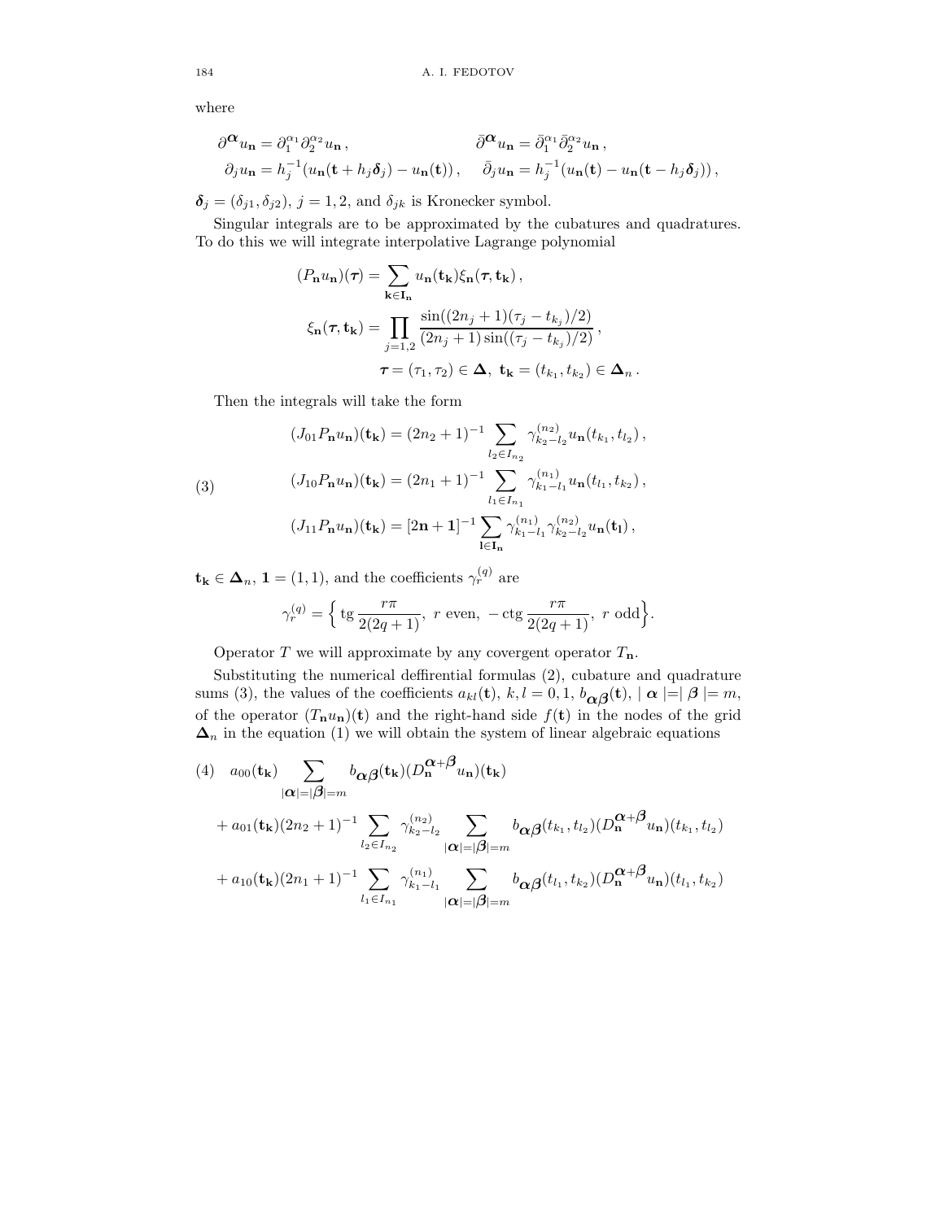where

$$\partial^{\boldsymbol{\alpha}} u_{\mathbf{n}} = \partial_1^{\alpha_1}\partial_2^{\alpha_2} u_{\mathbf{n}}\,, \qquad \bar\partial^{\boldsymbol{\alpha}} u_{\mathbf{n}} = \bar\partial_1^{\alpha_1}\bar\partial_2^{\alpha_2} u_{\mathbf{n}}\,,$$
$$\partial_j u_{\mathbf{n}} = h_j^{-1}(u_{\mathbf{n}}(\mathbf{t}+h_j\boldsymbol{\delta}_j) - u_{\mathbf{n}}(\mathbf{t}))\,, \quad \bar\partial_j u_{\mathbf{n}} = h_j^{-1}(u_{\mathbf{n}}(\mathbf{t}) - u_{\mathbf{n}}(\mathbf{t}-h_j\boldsymbol{\delta}_j))\,,$$

$\boldsymbol{\delta}_j = (\delta_{j1}, \delta_{j2})$, $j = 1,2$, and $\delta_{jk}$ is Kronecker symbol.

Singular integrals are to be approximated by the cubatures and quadratures. To do this we will integrate interpolative Lagrange polynomial

$$(P_{\mathbf{n}} u_{\mathbf{n}})(\boldsymbol{\tau}) = \sum_{\mathbf{k}\in \mathbf{I_n}} u_{\mathbf{n}}(\mathbf{t_k})\xi_{\mathbf{n}}(\boldsymbol{\tau}, \mathbf{t_k})\,,$$
$$\xi_{\mathbf{n}}(\boldsymbol{\tau}, \mathbf{t_k}) = \prod_{j=1,2} \frac{\sin((2n_j+1)(\tau_j - t_{k_j})/2)}{(2n_j+1)\sin((\tau_j - t_{k_j})/2)}\,,$$
$$\boldsymbol{\tau} = (\tau_1, \tau_2) \in \boldsymbol{\Delta},\ \mathbf{t_k} = (t_{k_1}, t_{k_2}) \in \boldsymbol{\Delta}_n\,.$$

Then the integrals will take the form

$$(J_{01}P_{\mathbf{n}}u_{\mathbf{n}})(\mathbf{t_k}) = (2n_2+1)^{-1}\sum_{l_2\in I_{n_2}} \gamma^{(n_2)}_{k_2-l_2} u_{\mathbf{n}}(t_{k_1}, t_{l_2})\,,$$
$$(3) \qquad (J_{10}P_{\mathbf{n}}u_{\mathbf{n}})(\mathbf{t_k}) = (2n_1+1)^{-1}\sum_{l_1\in I_{n_1}} \gamma^{(n_1)}_{k_1-l_1} u_{\mathbf{n}}(t_{l_1}, t_{k_2})\,,$$
$$(J_{11}P_{\mathbf{n}}u_{\mathbf{n}})(\mathbf{t_k}) = [2\mathbf{n}+\mathbf{1}]^{-1}\sum_{\mathbf{l}\in \mathbf{I_n}} \gamma^{(n_1)}_{k_1-l_1}\gamma^{(n_2)}_{k_2-l_2} u_{\mathbf{n}}(\mathbf{t_l})\,,$$

$\mathbf{t_k} \in \boldsymbol{\Delta}_n$, $\mathbf{1} = (1,1)$, and the coefficients $\gamma^{(q)}_r$ are

$$\gamma^{(q)}_r = \Big\{ \operatorname{tg}\frac{r\pi}{2(2q+1)},\ r \text{ even},\ -\operatorname{ctg}\frac{r\pi}{2(2q+1)},\ r \text{ odd}\Big\}.$$

Operator $T$ we will approximate by any covergent operator $T_{\mathbf{n}}$.

Substituting the numerical deffirential formulas (2), cubature and quadrature sums (3), the values of the coefficients $a_{kl}(\mathbf{t})$, $k,l = 0,1$, $b_{\boldsymbol{\alpha}\boldsymbol{\beta}}(\mathbf{t})$, $|\,\boldsymbol{\alpha}\,| = |\,\boldsymbol{\beta}\,| = m$, of the operator $(T_{\mathbf{n}}u_{\mathbf{n}})(\mathbf{t})$ and the right-hand side $f(\mathbf{t})$ in the nodes of the grid $\boldsymbol{\Delta}_n$ in the equation (1) we will obtain the system of linear algebraic equations

$$(4) \quad a_{00}(\mathbf{t_k})\sum_{|\boldsymbol{\alpha}|=|\boldsymbol{\beta}|=m} b_{\boldsymbol{\alpha}\boldsymbol{\beta}}(\mathbf{t_k})(D_{\mathbf{n}}^{\boldsymbol{\alpha}+\boldsymbol{\beta}} u_{\mathbf{n}})(\mathbf{t_k})$$
$$+ a_{01}(\mathbf{t_k})(2n_2+1)^{-1}\sum_{l_2\in I_{n_2}} \gamma^{(n_2)}_{k_2-l_2}\sum_{|\boldsymbol{\alpha}|=|\boldsymbol{\beta}|=m} b_{\boldsymbol{\alpha}\boldsymbol{\beta}}(t_{k_1}, t_{l_2})(D_{\mathbf{n}}^{\boldsymbol{\alpha}+\boldsymbol{\beta}} u_{\mathbf{n}})(t_{k_1}, t_{l_2})$$
$$+ a_{10}(\mathbf{t_k})(2n_1+1)^{-1}\sum_{l_1\in I_{n_1}} \gamma^{(n_1)}_{k_1-l_1}\sum_{|\boldsymbol{\alpha}|=|\boldsymbol{\beta}|=m} b_{\boldsymbol{\alpha}\boldsymbol{\beta}}(t_{l_1}, t_{k_2})(D_{\mathbf{n}}^{\boldsymbol{\alpha}+\boldsymbol{\beta}} u_{\mathbf{n}})(t_{l_1}, t_{k_2})$$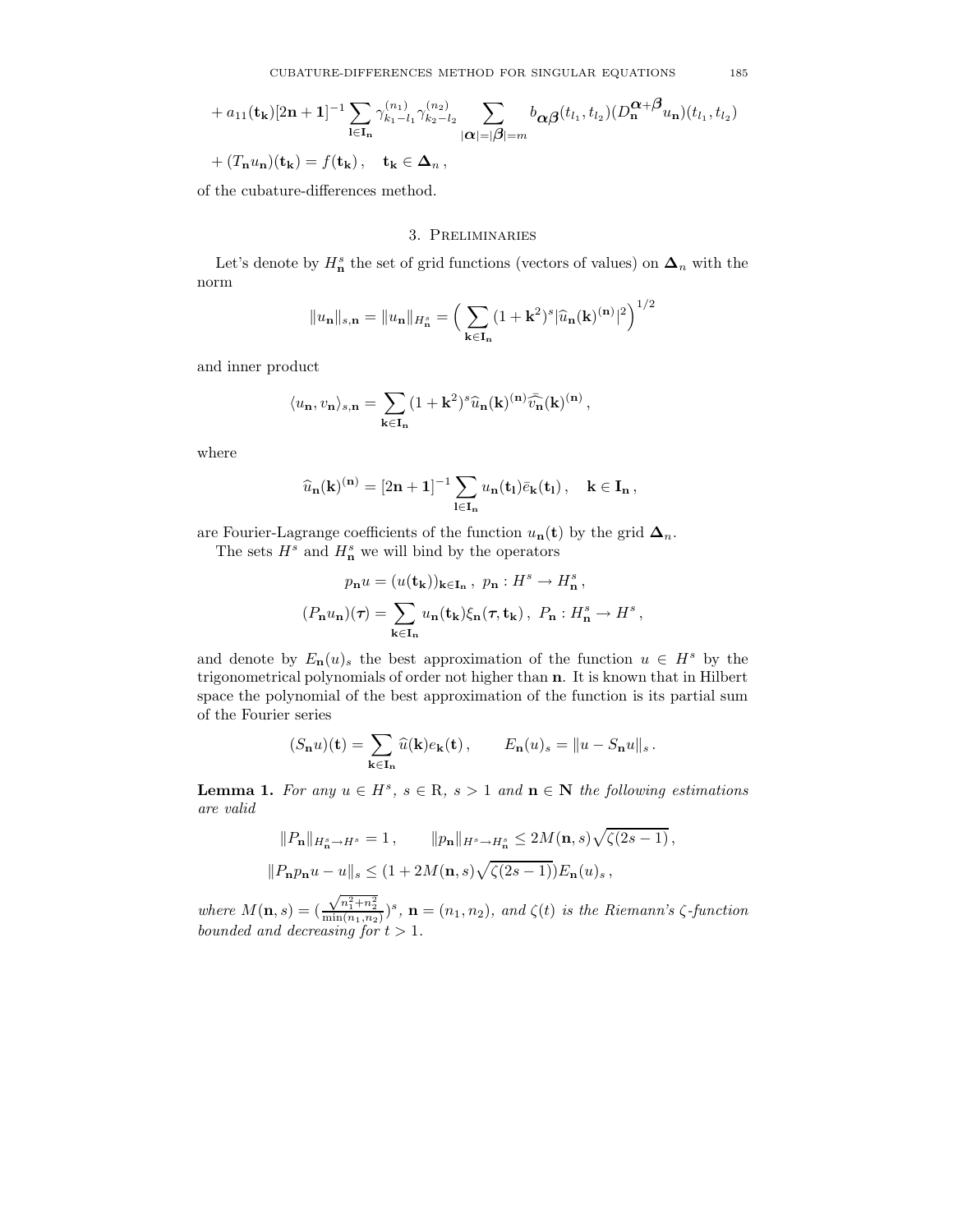$$
+ a_{11}(\mathbf{t_k})[2\mathbf{n}+\mathbf{1}]^{-1} \sum_{\mathbf{l}\in \mathbf{I_n}} \gamma^{(n_1)}_{k_1-l_1}\gamma^{(n_2)}_{k_2-l_2} \sum_{|\boldsymbol{\alpha}|=|\boldsymbol{\beta}|=m} b_{\boldsymbol{\alpha}\boldsymbol{\beta}}(t_{l_1},t_{l_2})(D^{\boldsymbol{\alpha}+\boldsymbol{\beta}}_{\mathbf{n}} u_{\mathbf{n}})(t_{l_1},t_{l_2})
$$

$$
+ (T_{\mathbf{n}}u_{\mathbf{n}})(\mathbf{t_k}) = f(\mathbf{t_k}), \quad \mathbf{t_k} \in \boldsymbol{\Delta}_n ,
$$

of the cubature-differences method.

## 3. Preliminaries

Let's denote by $H^s_{\mathbf{n}}$ the set of grid functions (vectors of values) on $\boldsymbol{\Delta}_n$ with the norm

$$
\|u_{\mathbf{n}}\|_{s,\mathbf{n}} = \|u_{\mathbf{n}}\|_{H^s_{\mathbf{n}}} = \Big( \sum_{\mathbf{k}\in \mathbf{I_n}} (1+\mathbf{k}^2)^s |\widehat{u}_{\mathbf{n}}(\mathbf{k})^{(\mathbf{n})}|^2 \Big)^{1/2}
$$

and inner product

$$
\langle u_{\mathbf{n}}, v_{\mathbf{n}}\rangle_{s,\mathbf{n}} = \sum_{\mathbf{k}\in \mathbf{I_n}} (1+\mathbf{k}^2)^s \widehat{u}_{\mathbf{n}}(\mathbf{k})^{(\mathbf{n})} \overline{\widehat{v}_{\mathbf{n}}}(\mathbf{k})^{(\mathbf{n})} ,
$$

where

$$
\widehat{u}_{\mathbf{n}}(\mathbf{k})^{(\mathbf{n})} = [2\mathbf{n}+\mathbf{1}]^{-1} \sum_{\mathbf{l}\in \mathbf{I_n}} u_{\mathbf{n}}(\mathbf{t_l})\bar{e}_{\mathbf{k}}(\mathbf{t_l}), \quad \mathbf{k}\in \mathbf{I_n},
$$

are Fourier-Lagrange coefficients of the function $u_{\mathbf{n}}(\mathbf{t})$ by the grid $\boldsymbol{\Delta}_n$.

The sets $H^s$ and $H^s_{\mathbf{n}}$ we will bind by the operators

$$
p_{\mathbf{n}}u = (u(\mathbf{t_k}))_{\mathbf{k}\in \mathbf{I_n}}, \ p_{\mathbf{n}} : H^s \to H^s_{\mathbf{n}},
$$

$$
(P_{\mathbf{n}}u_{\mathbf{n}})(\boldsymbol{\tau}) = \sum_{\mathbf{k}\in \mathbf{I_n}} u_{\mathbf{n}}(\mathbf{t_k})\xi_{\mathbf{n}}(\boldsymbol{\tau},\mathbf{t_k}), \ P_{\mathbf{n}} : H^s_{\mathbf{n}} \to H^s ,
$$

and denote by $E_{\mathbf{n}}(u)_s$ the best approximation of the function $u \in H^s$ by the trigonometrical polynomials of order not higher than $\mathbf{n}$. It is known that in Hilbert space the polynomial of the best approximation of the function is its partial sum of the Fourier series

$$
(S_{\mathbf{n}}u)(\mathbf{t}) = \sum_{\mathbf{k}\in \mathbf{I_n}} \widehat{u}(\mathbf{k})e_{\mathbf{k}}(\mathbf{t}), \qquad E_{\mathbf{n}}(u)_s = \|u - S_{\mathbf{n}}u\|_s .
$$

**Lemma 1.** *For any $u \in H^s$, $s \in \mathrm{R}$, $s > 1$ and $\mathbf{n} \in \mathbf{N}$ the following estimations are valid*

$$
\|P_{\mathbf{n}}\|_{H^s_{\mathbf{n}}\to H^s} = 1, \qquad \|p_{\mathbf{n}}\|_{H^s\to H^s_{\mathbf{n}}} \le 2M(\mathbf{n},s)\sqrt{\zeta(2s-1)},
$$

$$
\|P_{\mathbf{n}}p_{\mathbf{n}}u - u\|_s \le (1 + 2M(\mathbf{n},s)\sqrt{\zeta(2s-1)})E_{\mathbf{n}}(u)_s ,
$$

*where $M(\mathbf{n},s) = \big(\frac{\sqrt{n_1^2+n_2^2}}{\min(n_1,n_2)}\big)^s$, $\mathbf{n} = (n_1,n_2)$, and $\zeta(t)$ is the Riemann's $\zeta$-function bounded and decreasing for $t > 1$.*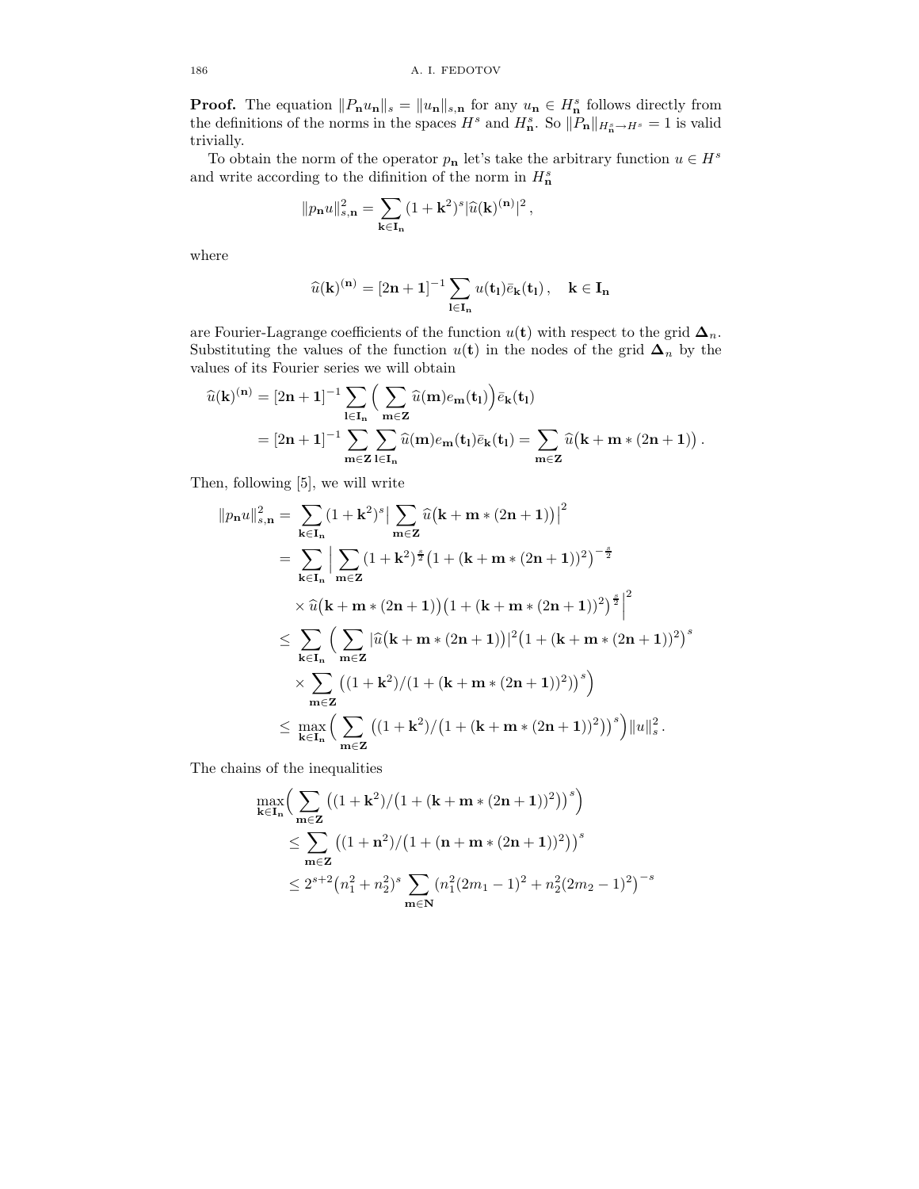**Proof.** The equation $\|P_{\mathbf{n}}u_{\mathbf{n}}\|_s = \|u_{\mathbf{n}}\|_{s,\mathbf{n}}$ for any $u_{\mathbf{n}} \in H^s_{\mathbf{n}}$ follows directly from the definitions of the norms in the spaces $H^s$ and $H^s_{\mathbf{n}}$. So $\|P_{\mathbf{n}}\|_{H^s_{\mathbf{n}} \to H^s} = 1$ is valid trivially.

To obtain the norm of the operator $p_{\mathbf{n}}$ let's take the arbitrary function $u \in H^s$ and write according to the difinition of the norm in $H^s_{\mathbf{n}}$

$$\|p_{\mathbf{n}}u\|^2_{s,\mathbf{n}} = \sum_{\mathbf{k}\in \mathbf{I_n}} (1+\mathbf{k}^2)^s |\widehat{u}(\mathbf{k})^{(\mathbf{n})}|^2 ,$$

where

$$\widehat{u}(\mathbf{k})^{(\mathbf{n})} = [\mathbf{2n+1}]^{-1} \sum_{\mathbf{l}\in \mathbf{I_n}} u(\mathbf{t_l}) \bar{e}_{\mathbf{k}}(\mathbf{t_l}) , \quad \mathbf{k} \in \mathbf{I_n}$$

are Fourier-Lagrange coefficients of the function $u(\mathbf{t})$ with respect to the grid $\mathbf{\Delta}_n$. Substituting the values of the function $u(\mathbf{t})$ in the nodes of the grid $\mathbf{\Delta}_n$ by the values of its Fourier series we will obtain

$$\begin{aligned}
\widehat{u}(\mathbf{k})^{(\mathbf{n})} &= [\mathbf{2n+1}]^{-1} \sum_{\mathbf{l}\in \mathbf{I_n}} \Big( \sum_{\mathbf{m}\in \mathbf{Z}} \widehat{u}(\mathbf{m}) e_{\mathbf{m}}(\mathbf{t_l}) \Big) \bar{e}_{\mathbf{k}}(\mathbf{t_l}) \\
&= [\mathbf{2n+1}]^{-1} \sum_{\mathbf{m}\in \mathbf{Z}} \sum_{\mathbf{l}\in \mathbf{I_n}} \widehat{u}(\mathbf{m}) e_{\mathbf{m}}(\mathbf{t_l}) \bar{e}_{\mathbf{k}}(\mathbf{t_l}) = \sum_{\mathbf{m}\in \mathbf{Z}} \widehat{u}\big(\mathbf{k} + \mathbf{m} * (\mathbf{2n+1})\big) .
\end{aligned}$$

Then, following [5], we will write

$$\begin{aligned}
\|p_{\mathbf{n}}u\|^2_{s,\mathbf{n}} =& \sum_{\mathbf{k}\in \mathbf{I_n}} (1+\mathbf{k}^2)^s \Big| \sum_{\mathbf{m}\in \mathbf{Z}} \widehat{u}\big(\mathbf{k} + \mathbf{m} * (\mathbf{2n+1})\big) \Big|^2 \\
=& \sum_{\mathbf{k}\in \mathbf{I_n}} \Big| \sum_{\mathbf{m}\in \mathbf{Z}} (1+\mathbf{k}^2)^{\frac{s}{2}} \big(1 + (\mathbf{k} + \mathbf{m} * (\mathbf{2n+1}))^2\big)^{-\frac{s}{2}} \\
& \times \widehat{u}\big(\mathbf{k} + \mathbf{m} * (\mathbf{2n+1})\big) \big(1 + (\mathbf{k} + \mathbf{m} * (\mathbf{2n+1}))^2\big)^{\frac{s}{2}} \Big|^2 \\
\le & \sum_{\mathbf{k}\in \mathbf{I_n}} \Big( \sum_{\mathbf{m}\in \mathbf{Z}} |\widehat{u}\big(\mathbf{k} + \mathbf{m} * (\mathbf{2n+1})\big)|^2 \big(1 + (\mathbf{k} + \mathbf{m} * (\mathbf{2n+1}))^2\big)^s \\
& \times \sum_{\mathbf{m}\in \mathbf{Z}} \big((1+\mathbf{k}^2)/(1 + (\mathbf{k} + \mathbf{m} * (\mathbf{2n+1}))^2)\big)^s \Big) \\
\le & \max_{\mathbf{k}\in \mathbf{I_n}} \Big( \sum_{\mathbf{m}\in \mathbf{Z}} \big((1+\mathbf{k}^2)/\big(1 + (\mathbf{k} + \mathbf{m} * (\mathbf{2n+1}))^2\big)\big)^s \Big) \|u\|^2_s .
\end{aligned}$$

The chains of the inequalities

$$\begin{aligned}
& \max_{\mathbf{k}\in \mathbf{I_n}} \Big( \sum_{\mathbf{m}\in \mathbf{Z}} \big((1+\mathbf{k}^2)/\big(1 + (\mathbf{k} + \mathbf{m} * (\mathbf{2n+1}))^2\big)\big)^s \Big) \\
& \quad \le \sum_{\mathbf{m}\in \mathbf{Z}} \big((1+\mathbf{n}^2)/\big(1 + (\mathbf{n} + \mathbf{m} * (\mathbf{2n+1}))^2\big)\big)^s \\
& \quad \le 2^{s+2} \big(n_1^2 + n_2^2\big)^s \sum_{\mathbf{m}\in \mathbf{N}} \big(n_1^2(2m_1-1)^2 + n_2^2(2m_2-1)^2\big)^{-s}
\end{aligned}$$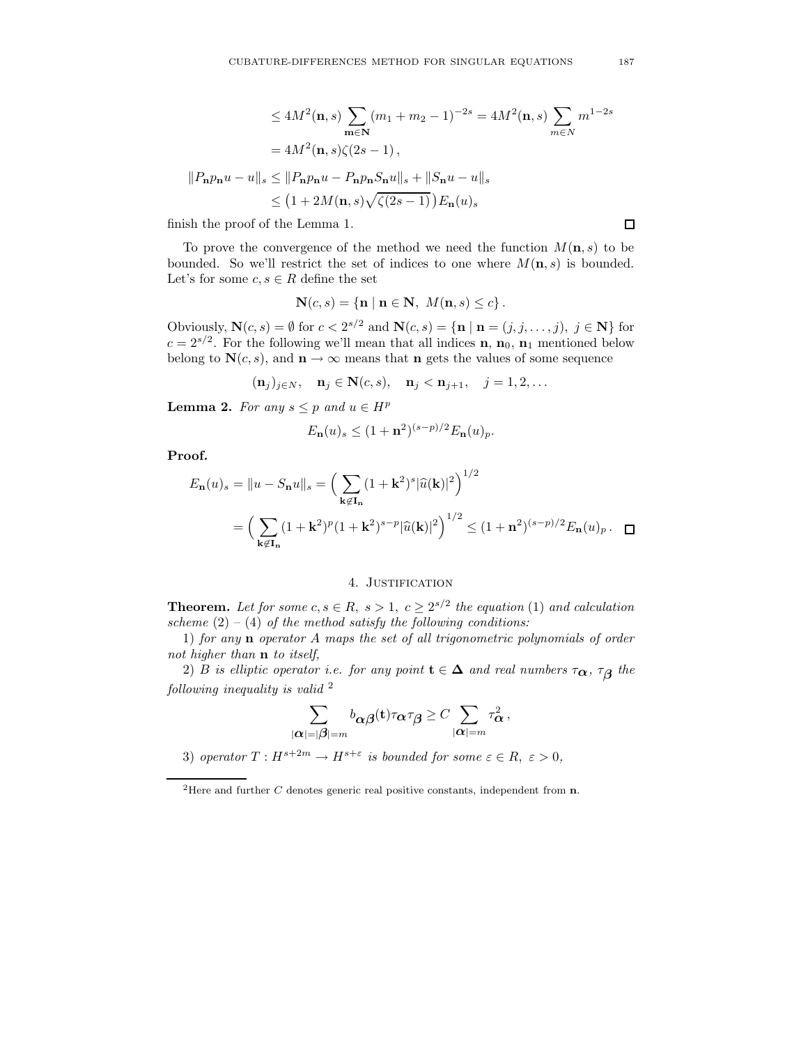$$\leq 4M^2(\mathbf{n},s)\sum_{\mathbf{m}\in\mathbf{N}}(m_1+m_2-1)^{-2s} = 4M^2(\mathbf{n},s)\sum_{m\in N} m^{1-2s}$$
$$= 4M^2(\mathbf{n},s)\zeta(2s-1)\,,$$

$$\|P_{\mathbf{n}}p_{\mathbf{n}}u - u\|_s \leq \|P_{\mathbf{n}}p_{\mathbf{n}}u - P_{\mathbf{n}}p_{\mathbf{n}}S_{\mathbf{n}}u\|_s + \|S_{\mathbf{n}}u - u\|_s$$
$$\leq \left(1 + 2M(\mathbf{n},s)\sqrt{\zeta(2s-1)}\right)E_{\mathbf{n}}(u)_s$$

finish the proof of the Lemma 1. ☐

To prove the convergence of the method we need the function $M(\mathbf{n},s)$ to be bounded. So we'll restrict the set of indices to one where $M(\mathbf{n},s)$ is bounded. Let's for some $c,s\in R$ define the set

$$\mathbf{N}(c,s) = \{\mathbf{n} \mid \mathbf{n}\in\mathbf{N},\ M(\mathbf{n},s)\leq c\}\,.$$

Obviously, $\mathbf{N}(c,s)=\emptyset$ for $c<2^{s/2}$ and $\mathbf{N}(c,s)=\{\mathbf{n}\mid \mathbf{n}=(j,j,\ldots,j),\ j\in\mathbf{N}\}$ for $c=2^{s/2}$. For the following we'll mean that all indices $\mathbf{n}$, $\mathbf{n}_0$, $\mathbf{n}_1$ mentioned below belong to $\mathbf{N}(c,s)$, and $\mathbf{n}\to\infty$ means that $\mathbf{n}$ gets the values of some sequence

$$(\mathbf{n}_j)_{j\in N},\quad \mathbf{n}_j\in\mathbf{N}(c,s),\quad \mathbf{n}_j<\mathbf{n}_{j+1},\quad j=1,2,\ldots$$

**Lemma 2.** *For any $s\leq p$ and $u\in H^p$*

$$E_{\mathbf{n}}(u)_s \leq (1+\mathbf{n}^2)^{(s-p)/2}E_{\mathbf{n}}(u)_p.$$

**Proof.**

$$E_{\mathbf{n}}(u)_s = \|u - S_{\mathbf{n}}u\|_s = \Big(\sum_{\mathbf{k}\notin\mathbf{I_n}}(1+\mathbf{k}^2)^s|\widehat{u}(\mathbf{k})|^2\Big)^{1/2}$$
$$= \Big(\sum_{\mathbf{k}\notin\mathbf{I_n}}(1+\mathbf{k}^2)^p(1+\mathbf{k}^2)^{s-p}|\widehat{u}(\mathbf{k})|^2\Big)^{1/2} \leq (1+\mathbf{n}^2)^{(s-p)/2}E_{\mathbf{n}}(u)_p\,.$$ ☐

## 4. Justification

**Theorem.** *Let for some $c,s\in R$, $s>1$, $c\geq 2^{s/2}$ the equation (1) and calculation scheme (2) – (4) of the method satisfy the following conditions:*

1) *for any $\mathbf{n}$ operator $A$ maps the set of all trigonometric polynomials of order not higher than $\mathbf{n}$ to itself,*

2) *$B$ is elliptic operator i.e. for any point $\mathbf{t}\in\boldsymbol{\Delta}$ and real numbers $\tau_{\boldsymbol{\alpha}}$, $\tau_{\boldsymbol{\beta}}$ the following inequality is valid* [2]

$$\sum_{|\boldsymbol{\alpha}|=|\boldsymbol{\beta}|=m} b_{\boldsymbol{\alpha}\boldsymbol{\beta}}(\mathbf{t})\tau_{\boldsymbol{\alpha}}\tau_{\boldsymbol{\beta}} \geq C\sum_{|\boldsymbol{\alpha}|=m}\tau_{\boldsymbol{\alpha}}^2\,,$$

3) *operator $T: H^{s+2m}\to H^{s+\varepsilon}$ is bounded for some $\varepsilon\in R$, $\varepsilon>0$,*

[2] Here and further $C$ denotes generic real positive constants, independent from $\mathbf{n}$.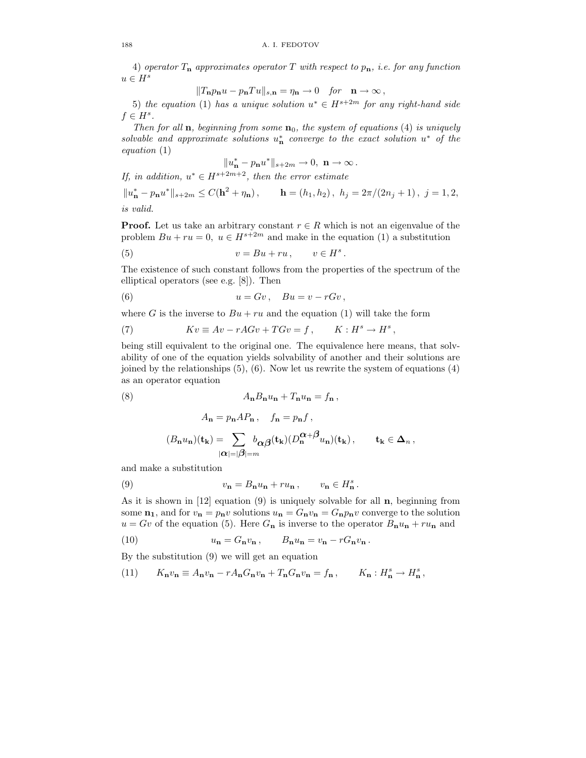4) *operator* $T_{\mathbf{n}}$ *approximates operator* $T$ *with respect to* $p_{\mathbf{n}}$, *i.e. for any function* $u \in H^s$

$$\|T_{\mathbf{n}} p_{\mathbf{n}} u - p_{\mathbf{n}} T u\|_{s,\mathbf{n}} = \eta_{\mathbf{n}} \to 0 \quad \textit{for} \quad \mathbf{n} \to \infty\,,$$

5) *the equation* (1) *has a unique solution* $u^* \in H^{s+2m}$ *for any right-hand side* $f \in H^s$.

*Then for all* $\mathbf{n}$, *beginning from some* $\mathbf{n}_0$, *the system of equations* (4) *is uniquely solvable and approximate solutions* $u^*_{\mathbf{n}}$ *converge to the exact solution* $u^*$ *of the equation* (1)

$$\|u^*_{\mathbf{n}} - p_{\mathbf{n}} u^*\|_{s+2m} \to 0, \ \mathbf{n} \to \infty\,.$$

*If, in addition,* $u^* \in H^{s+2m+2}$, *then the error estimate*

$$\|u^*_{\mathbf{n}} - p_{\mathbf{n}} u^*\|_{s+2m} \le C(\mathbf{h}^2 + \eta_{\mathbf{n}})\,, \qquad \mathbf{h} = (h_1, h_2)\,,\ h_j = 2\pi/(2n_j + 1)\,,\ j = 1, 2,$$

*is valid.*

**Proof.** Let us take an arbitrary constant $r \in R$ which is not an eigenvalue of the problem $Bu + ru = 0,\ u \in H^{s+2m}$ and make in the equation (1) a substitution

$$v = Bu + ru\,, \qquad v \in H^s\,. \tag{5}$$

The existence of such constant follows from the properties of the spectrum of the elliptical operators (see e.g. [8]). Then

$$u = Gv\,, \quad Bu = v - rGv\,, \tag{6}$$

where $G$ is the inverse to $Bu + ru$ and the equation (1) will take the form

$$Kv \equiv Av - rAGv + TGv = f\,, \qquad K : H^s \to H^s\,, \tag{7}$$

being still equivalent to the original one. The equivalence here means, that solvability of one of the equation yields solvability of another and their solutions are joined by the relationships (5), (6). Now let us rewrite the system of equations (4) as an operator equation

$$A_{\mathbf{n}} B_{\mathbf{n}} u_{\mathbf{n}} + T_{\mathbf{n}} u_{\mathbf{n}} = f_{\mathbf{n}}\,, \tag{8}$$

$$A_{\mathbf{n}} = p_{\mathbf{n}} A P_{\mathbf{n}}\,, \quad f_{\mathbf{n}} = p_{\mathbf{n}} f\,,$$

$$(B_{\mathbf{n}} u_{\mathbf{n}})(\mathbf{t_k}) = \sum_{|\boldsymbol{\alpha}|=|\boldsymbol{\beta}|=m} b_{\boldsymbol{\alpha}\boldsymbol{\beta}}(\mathbf{t_k})(D^{\boldsymbol{\alpha}+\boldsymbol{\beta}}_{\mathbf{n}} u_{\mathbf{n}})(\mathbf{t_k})\,, \qquad \mathbf{t_k} \in \boldsymbol{\Delta}_n\,,$$

and make a substitution

$$v_{\mathbf{n}} = B_{\mathbf{n}} u_{\mathbf{n}} + r u_{\mathbf{n}}\,, \qquad v_{\mathbf{n}} \in H^s_{\mathbf{n}}\,. \tag{9}$$

As it is shown in [12] equation (9) is uniquely solvable for all $\mathbf{n}$, beginning from some $\mathbf{n_1}$, and for $v_{\mathbf{n}} = p_{\mathbf{n}} v$ solutions $u_{\mathbf{n}} = G_{\mathbf{n}} v_{\mathbf{n}} = G_{\mathbf{n}} p_{\mathbf{n}} v$ converge to the solution $u = Gv$ of the equation (5). Here $G_{\mathbf{n}}$ is inverse to the operator $B_{\mathbf{n}} u_{\mathbf{n}} + r u_{\mathbf{n}}$ and

$$u_{\mathbf{n}} = G_{\mathbf{n}} v_{\mathbf{n}}\,, \qquad B_{\mathbf{n}} u_{\mathbf{n}} = v_{\mathbf{n}} - r G_{\mathbf{n}} v_{\mathbf{n}}\,. \tag{10}$$

By the substitution (9) we will get an equation

$$K_{\mathbf{n}} v_{\mathbf{n}} \equiv A_{\mathbf{n}} v_{\mathbf{n}} - r A_{\mathbf{n}} G_{\mathbf{n}} v_{\mathbf{n}} + T_{\mathbf{n}} G_{\mathbf{n}} v_{\mathbf{n}} = f_{\mathbf{n}}\,, \qquad K_{\mathbf{n}} : H^s_{\mathbf{n}} \to H^s_{\mathbf{n}}\,, \tag{11}$$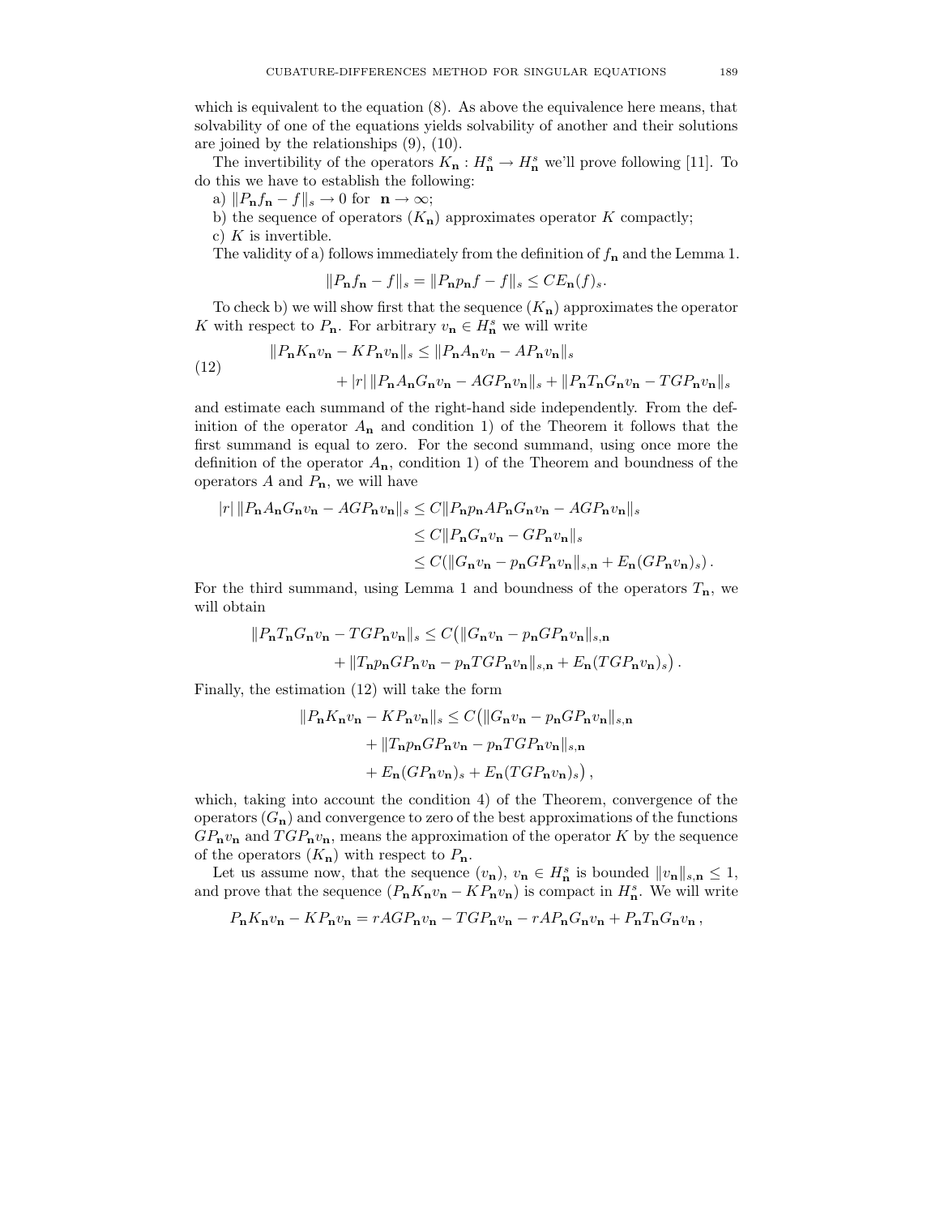which is equivalent to the equation (8). As above the equivalence here means, that solvability of one of the equations yields solvability of another and their solutions are joined by the relationships (9), (10).

The invertibility of the operators $K_{\mathbf{n}} : H^s_{\mathbf{n}} \to H^s_{\mathbf{n}}$ we'll prove following [11]. To do this we have to establish the following:

a) $\|P_{\mathbf{n}} f_{\mathbf{n}} - f\|_s \to 0$ for $\mathbf{n} \to \infty$;

b) the sequence of operators $(K_{\mathbf{n}})$ approximates operator $K$ compactly;

c) $K$ is invertible.

The validity of a) follows immediately from the definition of $f_{\mathbf{n}}$ and the Lemma 1.

$$\|P_{\mathbf{n}} f_{\mathbf{n}} - f\|_s = \|P_{\mathbf{n}} p_{\mathbf{n}} f - f\|_s \le C E_{\mathbf{n}}(f)_s.$$

To check b) we will show first that the sequence $(K_{\mathbf{n}})$ approximates the operator $K$ with respect to $P_{\mathbf{n}}$. For arbitrary $v_{\mathbf{n}} \in H^s_{\mathbf{n}}$ we will write

$$\begin{aligned}\|P_{\mathbf{n}} K_{\mathbf{n}} v_{\mathbf{n}} - K P_{\mathbf{n}} v_{\mathbf{n}}\|_s &\le \|P_{\mathbf{n}} A_{\mathbf{n}} v_{\mathbf{n}} - A P_{\mathbf{n}} v_{\mathbf{n}}\|_s \\ &\quad + |r|\, \|P_{\mathbf{n}} A_{\mathbf{n}} G_{\mathbf{n}} v_{\mathbf{n}} - A G P_{\mathbf{n}} v_{\mathbf{n}}\|_s + \|P_{\mathbf{n}} T_{\mathbf{n}} G_{\mathbf{n}} v_{\mathbf{n}} - T G P_{\mathbf{n}} v_{\mathbf{n}}\|_s \end{aligned} \tag{12}$$

and estimate each summand of the right-hand side independently. From the definition of the operator $A_{\mathbf{n}}$ and condition 1) of the Theorem it follows that the first summand is equal to zero. For the second summand, using once more the definition of the operator $A_{\mathbf{n}}$, condition 1) of the Theorem and boundness of the operators $A$ and $P_{\mathbf{n}}$, we will have

$$\begin{aligned}|r|\, \|P_{\mathbf{n}} A_{\mathbf{n}} G_{\mathbf{n}} v_{\mathbf{n}} - A G P_{\mathbf{n}} v_{\mathbf{n}}\|_s &\le C \|P_{\mathbf{n}} p_{\mathbf{n}} A P_{\mathbf{n}} G_{\mathbf{n}} v_{\mathbf{n}} - A G P_{\mathbf{n}} v_{\mathbf{n}}\|_s \\ &\le C \|P_{\mathbf{n}} G_{\mathbf{n}} v_{\mathbf{n}} - G P_{\mathbf{n}} v_{\mathbf{n}}\|_s \\ &\le C \left(\|G_{\mathbf{n}} v_{\mathbf{n}} - p_{\mathbf{n}} G P_{\mathbf{n}} v_{\mathbf{n}}\|_{s,\mathbf{n}} + E_{\mathbf{n}}(G P_{\mathbf{n}} v_{\mathbf{n}})_s\right).\end{aligned}$$

For the third summand, using Lemma 1 and boundness of the operators $T_{\mathbf{n}}$, we will obtain

$$\begin{aligned}\|P_{\mathbf{n}} T_{\mathbf{n}} G_{\mathbf{n}} v_{\mathbf{n}} - T G P_{\mathbf{n}} v_{\mathbf{n}}\|_s &\le C\big(\|G_{\mathbf{n}} v_{\mathbf{n}} - p_{\mathbf{n}} G P_{\mathbf{n}} v_{\mathbf{n}}\|_{s,\mathbf{n}} \\ &\quad + \|T_{\mathbf{n}} p_{\mathbf{n}} G P_{\mathbf{n}} v_{\mathbf{n}} - p_{\mathbf{n}} T G P_{\mathbf{n}} v_{\mathbf{n}}\|_{s,\mathbf{n}} + E_{\mathbf{n}}(T G P_{\mathbf{n}} v_{\mathbf{n}})_s\big).\end{aligned}$$

Finally, the estimation (12) will take the form

$$\begin{aligned}\|P_{\mathbf{n}} K_{\mathbf{n}} v_{\mathbf{n}} - K P_{\mathbf{n}} v_{\mathbf{n}}\|_s &\le C\big(\|G_{\mathbf{n}} v_{\mathbf{n}} - p_{\mathbf{n}} G P_{\mathbf{n}} v_{\mathbf{n}}\|_{s,\mathbf{n}} \\ &\quad + \|T_{\mathbf{n}} p_{\mathbf{n}} G P_{\mathbf{n}} v_{\mathbf{n}} - p_{\mathbf{n}} T G P_{\mathbf{n}} v_{\mathbf{n}}\|_{s,\mathbf{n}} \\ &\quad + E_{\mathbf{n}}(G P_{\mathbf{n}} v_{\mathbf{n}})_s + E_{\mathbf{n}}(T G P_{\mathbf{n}} v_{\mathbf{n}})_s\big),\end{aligned}$$

which, taking into account the condition 4) of the Theorem, convergence of the operators $(G_{\mathbf{n}})$ and convergence to zero of the best approximations of the functions $G P_{\mathbf{n}} v_{\mathbf{n}}$ and $T G P_{\mathbf{n}} v_{\mathbf{n}}$, means the approximation of the operator $K$ by the sequence of the operators $(K_{\mathbf{n}})$ with respect to $P_{\mathbf{n}}$.

Let us assume now, that the sequence $(v_{\mathbf{n}})$, $v_{\mathbf{n}} \in H^s_{\mathbf{n}}$ is bounded $\|v_{\mathbf{n}}\|_{s,\mathbf{n}} \le 1$, and prove that the sequence $(P_{\mathbf{n}} K_{\mathbf{n}} v_{\mathbf{n}} - K P_{\mathbf{n}} v_{\mathbf{n}})$ is compact in $H^s_{\mathbf{n}}$. We will write

$$P_{\mathbf{n}} K_{\mathbf{n}} v_{\mathbf{n}} - K P_{\mathbf{n}} v_{\mathbf{n}} = r A G P_{\mathbf{n}} v_{\mathbf{n}} - T G P_{\mathbf{n}} v_{\mathbf{n}} - r A P_{\mathbf{n}} G_{\mathbf{n}} v_{\mathbf{n}} + P_{\mathbf{n}} T_{\mathbf{n}} G_{\mathbf{n}} v_{\mathbf{n}}\,,$$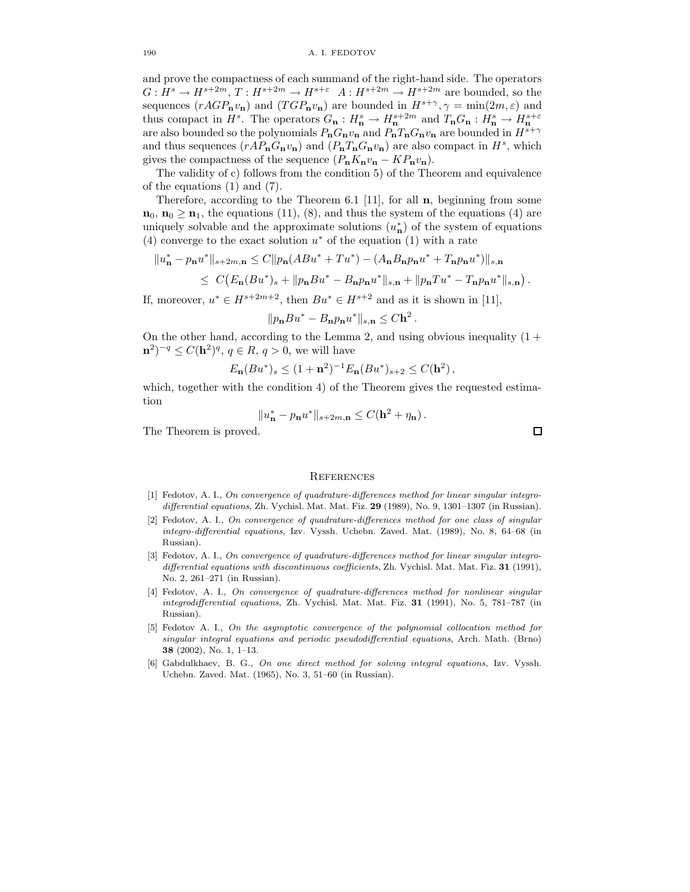and prove the compactness of each summand of the right-hand side. The operators $G : H^s \to H^{s+2m}$, $T : H^{s+2m} \to H^{s+\varepsilon}$ $A : H^{s+2m} \to H^{s+2m}$ are bounded, so the sequences $(rAGP_{\mathbf{n}}v_{\mathbf{n}})$ and $(TGP_{\mathbf{n}}v_{\mathbf{n}})$ are bounded in $H^{s+\gamma}, \gamma = \min(2m, \varepsilon)$ and thus compact in $H^s$. The operators $G_{\mathbf{n}} : H^s_{\mathbf{n}} \to H^{s+2m}_{\mathbf{n}}$ and $T_{\mathbf{n}}G_{\mathbf{n}} : H^s_{\mathbf{n}} \to H^{s+\varepsilon}_{\mathbf{n}}$ are also bounded so the polynomials $P_{\mathbf{n}}G_{\mathbf{n}}v_{\mathbf{n}}$ and $P_{\mathbf{n}}T_{\mathbf{n}}G_{\mathbf{n}}v_{\mathbf{n}}$ are bounded in $H^{s+\gamma}$ and thus sequences $(rAP_{\mathbf{n}}G_{\mathbf{n}}v_{\mathbf{n}})$ and $(P_{\mathbf{n}}T_{\mathbf{n}}G_{\mathbf{n}}v_{\mathbf{n}})$ are also compact in $H^s$, which gives the compactness of the sequence $(P_{\mathbf{n}}K_{\mathbf{n}}v_{\mathbf{n}} - KP_{\mathbf{n}}v_{\mathbf{n}})$.

The validity of c) follows from the condition 5) of the Theorem and equivalence of the equations (1) and (7).

Therefore, according to the Theorem 6.1 [11], for all $\mathbf{n}$, beginning from some $\mathbf{n}_0$, $\mathbf{n}_0 \geq \mathbf{n}_1$, the equations (11), (8), and thus the system of the equations (4) are uniquely solvable and the approximate solutions $(u^*_{\mathbf{n}})$ of the system of equations (4) converge to the exact solution $u^*$ of the equation (1) with a rate

$$\|u^*_{\mathbf{n}} - p_{\mathbf{n}}u^*\|_{s+2m,\mathbf{n}} \leq C\|p_{\mathbf{n}}(ABu^* + Tu^*) - (A_{\mathbf{n}}B_{\mathbf{n}}p_{\mathbf{n}}u^* + T_{\mathbf{n}}p_{\mathbf{n}}u^*)\|_{s,\mathbf{n}}$$
$$\leq C\big(E_{\mathbf{n}}(Bu^*)_s + \|p_{\mathbf{n}}Bu^* - B_{\mathbf{n}}p_{\mathbf{n}}u^*\|_{s,\mathbf{n}} + \|p_{\mathbf{n}}Tu^* - T_{\mathbf{n}}p_{\mathbf{n}}u^*\|_{s,\mathbf{n}}\big)\,.$$

If, moreover, $u^* \in H^{s+2m+2}$, then $Bu^* \in H^{s+2}$ and as it is shown in [11],

$$\|p_{\mathbf{n}}Bu^* - B_{\mathbf{n}}p_{\mathbf{n}}u^*\|_{s,\mathbf{n}} \leq C\mathbf{h}^2\,.$$

On the other hand, according to the Lemma 2, and using obvious inequality $(1 + \mathbf{n}^2)^{-q} \leq C(\mathbf{h}^2)^q$, $q \in R$, $q > 0$, we will have

$$E_{\mathbf{n}}(Bu^*)_s \leq (1 + \mathbf{n}^2)^{-1}E_{\mathbf{n}}(Bu^*)_{s+2} \leq C(\mathbf{h}^2)\,,$$

which, together with the condition 4) of the Theorem gives the requested estimation

$$\|u^*_{\mathbf{n}} - p_{\mathbf{n}}u^*\|_{s+2m,\mathbf{n}} \leq C(\mathbf{h}^2 + \eta_{\mathbf{n}})\,.$$

The Theorem is proved. □

## References

[1] Fedotov, A. I., *On convergence of quadrature-differences method for linear singular integro-differential equations*, Zh. Vychisl. Mat. Mat. Fiz. **29** (1989), No. 9, 1301–1307 (in Russian).

[2] Fedotov, A. I., *On convergence of quadrature-differences method for one class of singular integro-differential equations*, Izv. Vyssh. Uchebn. Zaved. Mat. (1989), No. 8, 64–68 (in Russian).

[3] Fedotov, A. I., *On convergence of quadrature-differences method for linear singular integro-differential equations with discontinuous coefficients*, Zh. Vychisl. Mat. Mat. Fiz. **31** (1991), No. 2, 261–271 (in Russian).

[4] Fedotov, A. I., *On convergence of quadrature-differences method for nonlinear singular integrodifferential equations*, Zh. Vychisl. Mat. Mat. Fiz. **31** (1991), No. 5, 781–787 (in Russian).

[5] Fedotov A. I., *On the asymptotic convergence of the polynomial collocation method for singular integral equations and periodic pseudodifferential equations*, Arch. Math. (Brno) **38** (2002), No. 1, 1–13.

[6] Gabdulkhaev, B. G., *On one direct method for solving integral equations*, Izv. Vyssh. Uchebn. Zaved. Mat. (1965), No. 3, 51–60 (in Russian).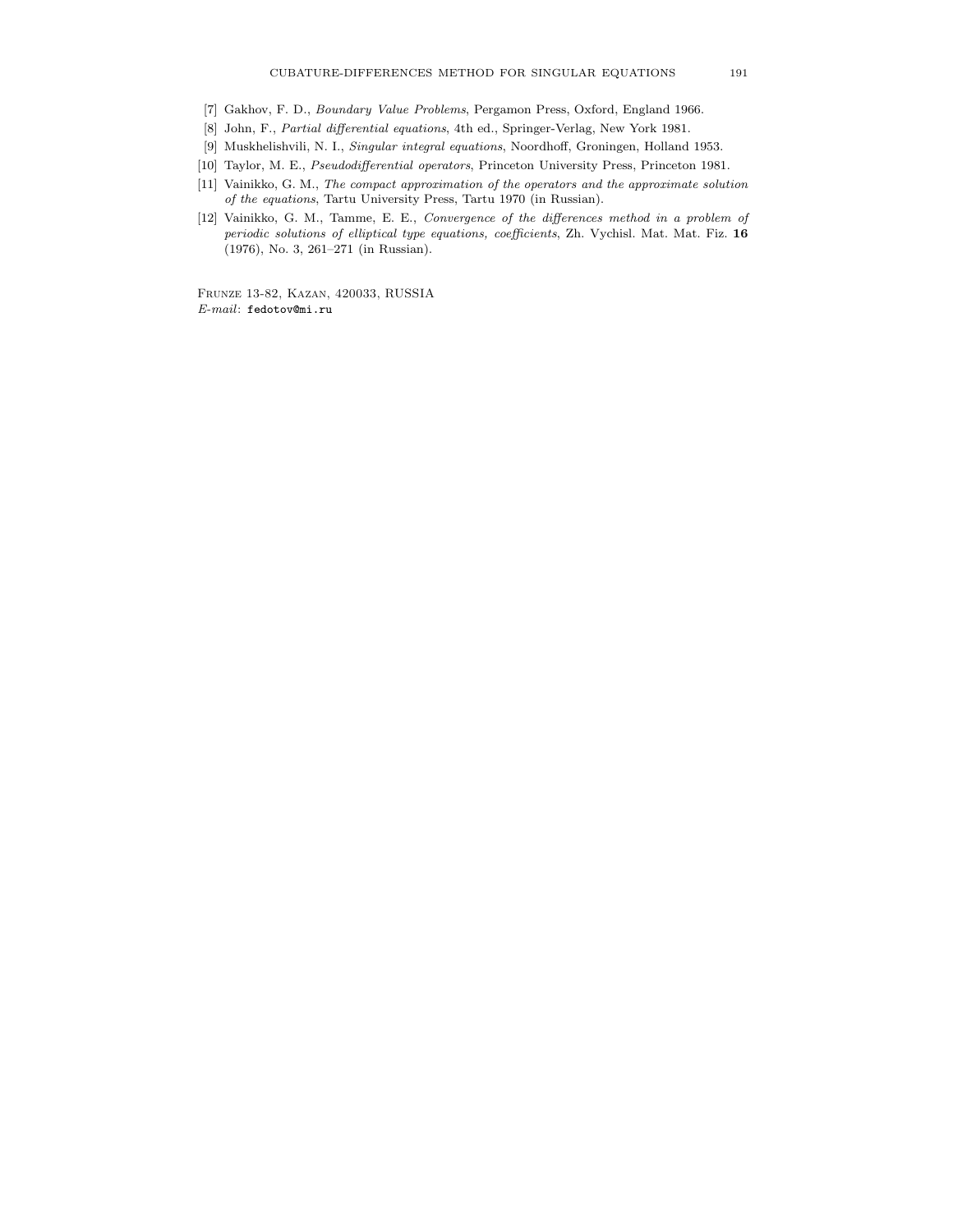[7] Gakhov, F. D., *Boundary Value Problems*, Pergamon Press, Oxford, England 1966.

[8] John, F., *Partial differential equations*, 4th ed., Springer-Verlag, New York 1981.

[9] Muskhelishvili, N. I., *Singular integral equations*, Noordhoff, Groningen, Holland 1953.

[10] Taylor, M. E., *Pseudodifferential operators*, Princeton University Press, Princeton 1981.

[11] Vainikko, G. M., *The compact approximation of the operators and the approximate solution of the equations*, Tartu University Press, Tartu 1970 (in Russian).

[12] Vainikko, G. M., Tamme, E. E., *Convergence of the differences method in a problem of periodic solutions of elliptical type equations, coefficients*, Zh. Vychisl. Mat. Mat. Fiz. **16** (1976), No. 3, 261–271 (in Russian).

Frunze 13-82, Kazan, 420033, RUSSIA
*E-mail*: fedotov@mi.ru